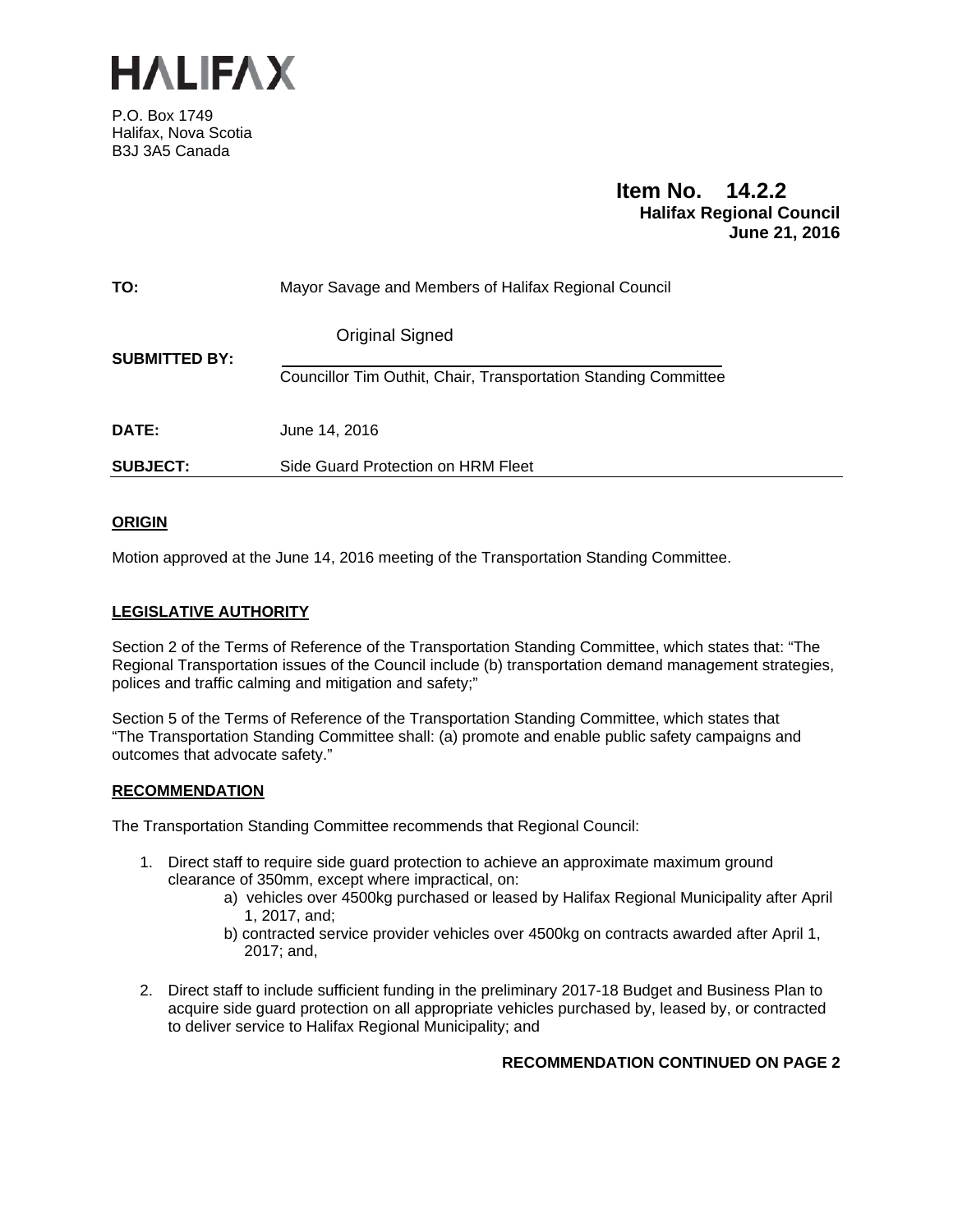# HALIFAX

P.O. Box 1749
Halifax, Nova Scotia
B3J 3A5 Canada

**Item No. 14.2.2**
**Halifax Regional Council**
**June 21, 2016**

**TO:** Mayor Savage and Members of Halifax Regional Council

**SUBMITTED BY:** Original Signed

Councillor Tim Outhit, Chair, Transportation Standing Committee

**DATE:** June 14, 2016

**SUBJECT:** Side Guard Protection on HRM Fleet

## ORIGIN

Motion approved at the June 14, 2016 meeting of the Transportation Standing Committee.

## LEGISLATIVE AUTHORITY

Section 2 of the Terms of Reference of the Transportation Standing Committee, which states that: "The Regional Transportation issues of the Council include (b) transportation demand management strategies, polices and traffic calming and mitigation and safety;"

Section 5 of the Terms of Reference of the Transportation Standing Committee, which states that "The Transportation Standing Committee shall: (a) promote and enable public safety campaigns and outcomes that advocate safety."

## RECOMMENDATION

The Transportation Standing Committee recommends that Regional Council:

1. Direct staff to require side guard protection to achieve an approximate maximum ground clearance of 350mm, except where impractical, on:
   a) vehicles over 4500kg purchased or leased by Halifax Regional Municipality after April 1, 2017, and;
   b) contracted service provider vehicles over 4500kg on contracts awarded after April 1, 2017; and,

2. Direct staff to include sufficient funding in the preliminary 2017-18 Budget and Business Plan to acquire side guard protection on all appropriate vehicles purchased by, leased by, or contracted to deliver service to Halifax Regional Municipality; and

**RECOMMENDATION CONTINUED ON PAGE 2**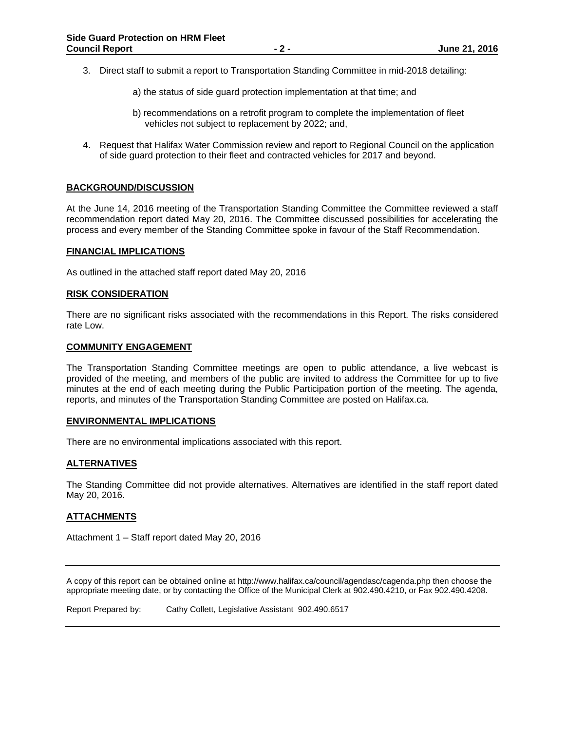3. Direct staff to submit a report to Transportation Standing Committee in mid-2018 detailing:

    a) the status of side guard protection implementation at that time; and

    b) recommendations on a retrofit program to complete the implementation of fleet vehicles not subject to replacement by 2022; and,

4. Request that Halifax Water Commission review and report to Regional Council on the application of side guard protection to their fleet and contracted vehicles for 2017 and beyond.

## BACKGROUND/DISCUSSION

At the June 14, 2016 meeting of the Transportation Standing Committee the Committee reviewed a staff recommendation report dated May 20, 2016. The Committee discussed possibilities for accelerating the process and every member of the Standing Committee spoke in favour of the Staff Recommendation.

## FINANCIAL IMPLICATIONS

As outlined in the attached staff report dated May 20, 2016

## RISK CONSIDERATION

There are no significant risks associated with the recommendations in this Report. The risks considered rate Low.

## COMMUNITY ENGAGEMENT

The Transportation Standing Committee meetings are open to public attendance, a live webcast is provided of the meeting, and members of the public are invited to address the Committee for up to five minutes at the end of each meeting during the Public Participation portion of the meeting. The agenda, reports, and minutes of the Transportation Standing Committee are posted on Halifax.ca.

## ENVIRONMENTAL IMPLICATIONS

There are no environmental implications associated with this report.

## ALTERNATIVES

The Standing Committee did not provide alternatives. Alternatives are identified in the staff report dated May 20, 2016.

## ATTACHMENTS

Attachment 1 – Staff report dated May 20, 2016

---

A copy of this report can be obtained online at http://www.halifax.ca/council/agendasc/cagenda.php then choose the appropriate meeting date, or by contacting the Office of the Municipal Clerk at 902.490.4210, or Fax 902.490.4208.

Report Prepared by: Cathy Collett, Legislative Assistant 902.490.6517

---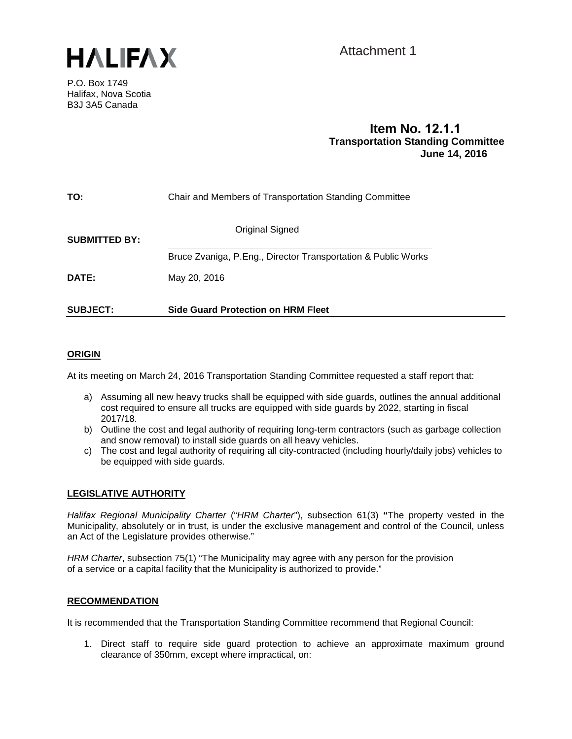HALIFAX

P.O. Box 1749
Halifax, Nova Scotia
B3J 3A5 Canada

Attachment 1

**Item No. 12.1.1**
**Transportation Standing Committee**
**June 14, 2016**

| | |
|---|---|
| **TO:** | Chair and Members of Transportation Standing Committee |
| **SUBMITTED BY:** | Original Signed<br>Bruce Zvaniga, P.Eng., Director Transportation & Public Works |
| **DATE:** | May 20, 2016 |
| **SUBJECT:** | **Side Guard Protection on HRM Fleet** |

## ORIGIN

At its meeting on March 24, 2016 Transportation Standing Committee requested a staff report that:

a) Assuming all new heavy trucks shall be equipped with side guards, outlines the annual additional cost required to ensure all trucks are equipped with side guards by 2022, starting in fiscal 2017/18.
b) Outline the cost and legal authority of requiring long-term contractors (such as garbage collection and snow removal) to install side guards on all heavy vehicles.
c) The cost and legal authority of requiring all city-contracted (including hourly/daily jobs) vehicles to be equipped with side guards.

## LEGISLATIVE AUTHORITY

*Halifax Regional Municipality Charter* ("*HRM Charter*"), subsection 61(3) **"**The property vested in the Municipality, absolutely or in trust, is under the exclusive management and control of the Council, unless an Act of the Legislature provides otherwise."

*HRM Charter*, subsection 75(1) "The Municipality may agree with any person for the provision of a service or a capital facility that the Municipality is authorized to provide."

## RECOMMENDATION

It is recommended that the Transportation Standing Committee recommend that Regional Council:

1. Direct staff to require side guard protection to achieve an approximate maximum ground clearance of 350mm, except where impractical, on: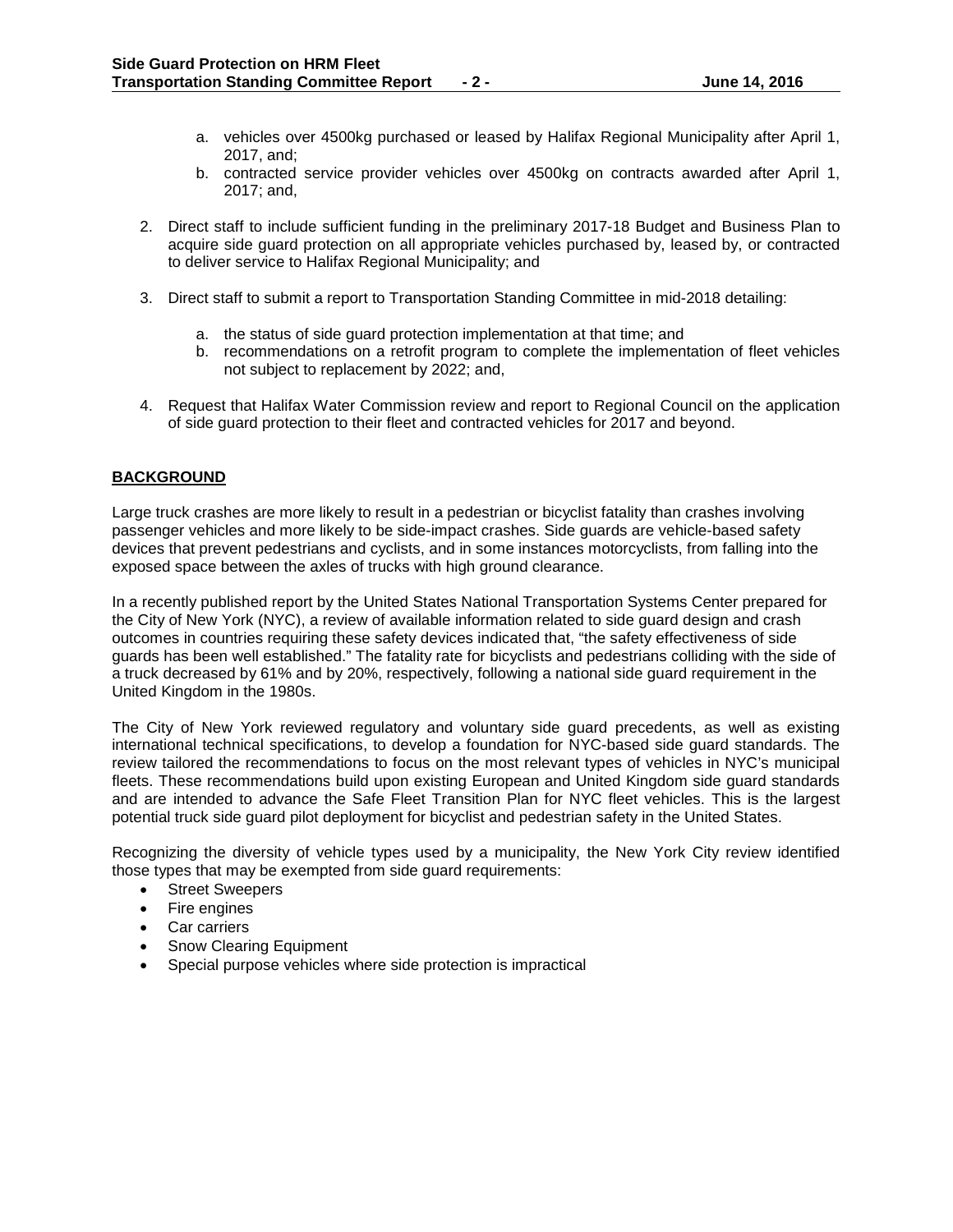a. vehicles over 4500kg purchased or leased by Halifax Regional Municipality after April 1, 2017, and;
   b. contracted service provider vehicles over 4500kg on contracts awarded after April 1, 2017; and,

2. Direct staff to include sufficient funding in the preliminary 2017-18 Budget and Business Plan to acquire side guard protection on all appropriate vehicles purchased by, leased by, or contracted to deliver service to Halifax Regional Municipality; and

3. Direct staff to submit a report to Transportation Standing Committee in mid-2018 detailing:

   a. the status of side guard protection implementation at that time; and
   b. recommendations on a retrofit program to complete the implementation of fleet vehicles not subject to replacement by 2022; and,

4. Request that Halifax Water Commission review and report to Regional Council on the application of side guard protection to their fleet and contracted vehicles for 2017 and beyond.

## BACKGROUND

Large truck crashes are more likely to result in a pedestrian or bicyclist fatality than crashes involving passenger vehicles and more likely to be side-impact crashes. Side guards are vehicle-based safety devices that prevent pedestrians and cyclists, and in some instances motorcyclists, from falling into the exposed space between the axles of trucks with high ground clearance.

In a recently published report by the United States National Transportation Systems Center prepared for the City of New York (NYC), a review of available information related to side guard design and crash outcomes in countries requiring these safety devices indicated that, "the safety effectiveness of side guards has been well established." The fatality rate for bicyclists and pedestrians colliding with the side of a truck decreased by 61% and by 20%, respectively, following a national side guard requirement in the United Kingdom in the 1980s.

The City of New York reviewed regulatory and voluntary side guard precedents, as well as existing international technical specifications, to develop a foundation for NYC-based side guard standards. The review tailored the recommendations to focus on the most relevant types of vehicles in NYC's municipal fleets. These recommendations build upon existing European and United Kingdom side guard standards and are intended to advance the Safe Fleet Transition Plan for NYC fleet vehicles. This is the largest potential truck side guard pilot deployment for bicyclist and pedestrian safety in the United States.

Recognizing the diversity of vehicle types used by a municipality, the New York City review identified those types that may be exempted from side guard requirements:

- Street Sweepers
- Fire engines
- Car carriers
- Snow Clearing Equipment
- Special purpose vehicles where side protection is impractical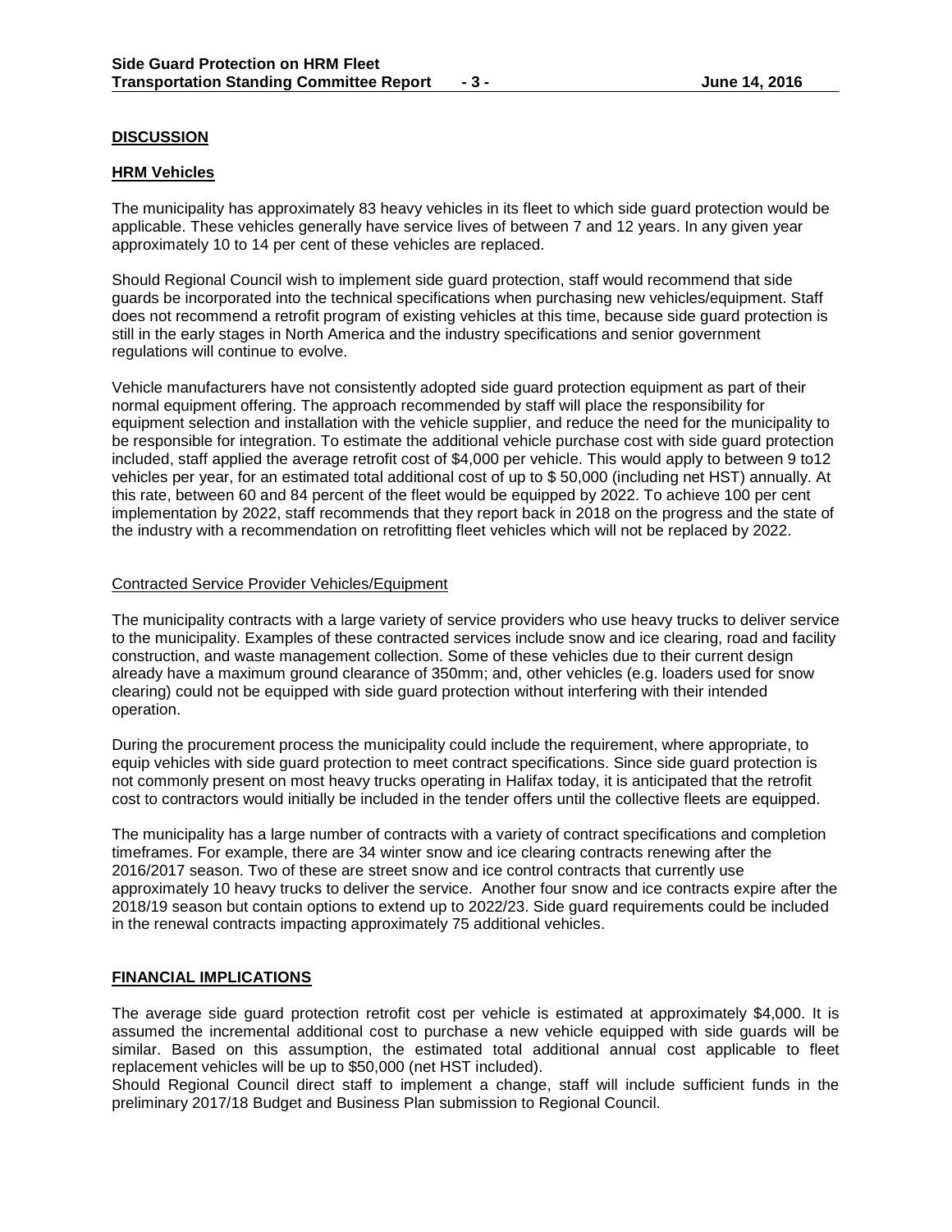## DISCUSSION

### HRM Vehicles

The municipality has approximately 83 heavy vehicles in its fleet to which side guard protection would be applicable. These vehicles generally have service lives of between 7 and 12 years. In any given year approximately 10 to 14 per cent of these vehicles are replaced.

Should Regional Council wish to implement side guard protection, staff would recommend that side guards be incorporated into the technical specifications when purchasing new vehicles/equipment. Staff does not recommend a retrofit program of existing vehicles at this time, because side guard protection is still in the early stages in North America and the industry specifications and senior government regulations will continue to evolve.

Vehicle manufacturers have not consistently adopted side guard protection equipment as part of their normal equipment offering. The approach recommended by staff will place the responsibility for equipment selection and installation with the vehicle supplier, and reduce the need for the municipality to be responsible for integration. To estimate the additional vehicle purchase cost with side guard protection included, staff applied the average retrofit cost of $4,000 per vehicle. This would apply to between 9 to12 vehicles per year, for an estimated total additional cost of up to $ 50,000 (including net HST) annually. At this rate, between 60 and 84 percent of the fleet would be equipped by 2022. To achieve 100 per cent implementation by 2022, staff recommends that they report back in 2018 on the progress and the state of the industry with a recommendation on retrofitting fleet vehicles which will not be replaced by 2022.

### Contracted Service Provider Vehicles/Equipment

The municipality contracts with a large variety of service providers who use heavy trucks to deliver service to the municipality. Examples of these contracted services include snow and ice clearing, road and facility construction, and waste management collection. Some of these vehicles due to their current design already have a maximum ground clearance of 350mm; and, other vehicles (e.g. loaders used for snow clearing) could not be equipped with side guard protection without interfering with their intended operation.

During the procurement process the municipality could include the requirement, where appropriate, to equip vehicles with side guard protection to meet contract specifications. Since side guard protection is not commonly present on most heavy trucks operating in Halifax today, it is anticipated that the retrofit cost to contractors would initially be included in the tender offers until the collective fleets are equipped.

The municipality has a large number of contracts with a variety of contract specifications and completion timeframes. For example, there are 34 winter snow and ice clearing contracts renewing after the 2016/2017 season. Two of these are street snow and ice control contracts that currently use approximately 10 heavy trucks to deliver the service. Another four snow and ice contracts expire after the 2018/19 season but contain options to extend up to 2022/23. Side guard requirements could be included in the renewal contracts impacting approximately 75 additional vehicles.

## FINANCIAL IMPLICATIONS

The average side guard protection retrofit cost per vehicle is estimated at approximately $4,000. It is assumed the incremental additional cost to purchase a new vehicle equipped with side guards will be similar. Based on this assumption, the estimated total additional annual cost applicable to fleet replacement vehicles will be up to $50,000 (net HST included).

Should Regional Council direct staff to implement a change, staff will include sufficient funds in the preliminary 2017/18 Budget and Business Plan submission to Regional Council.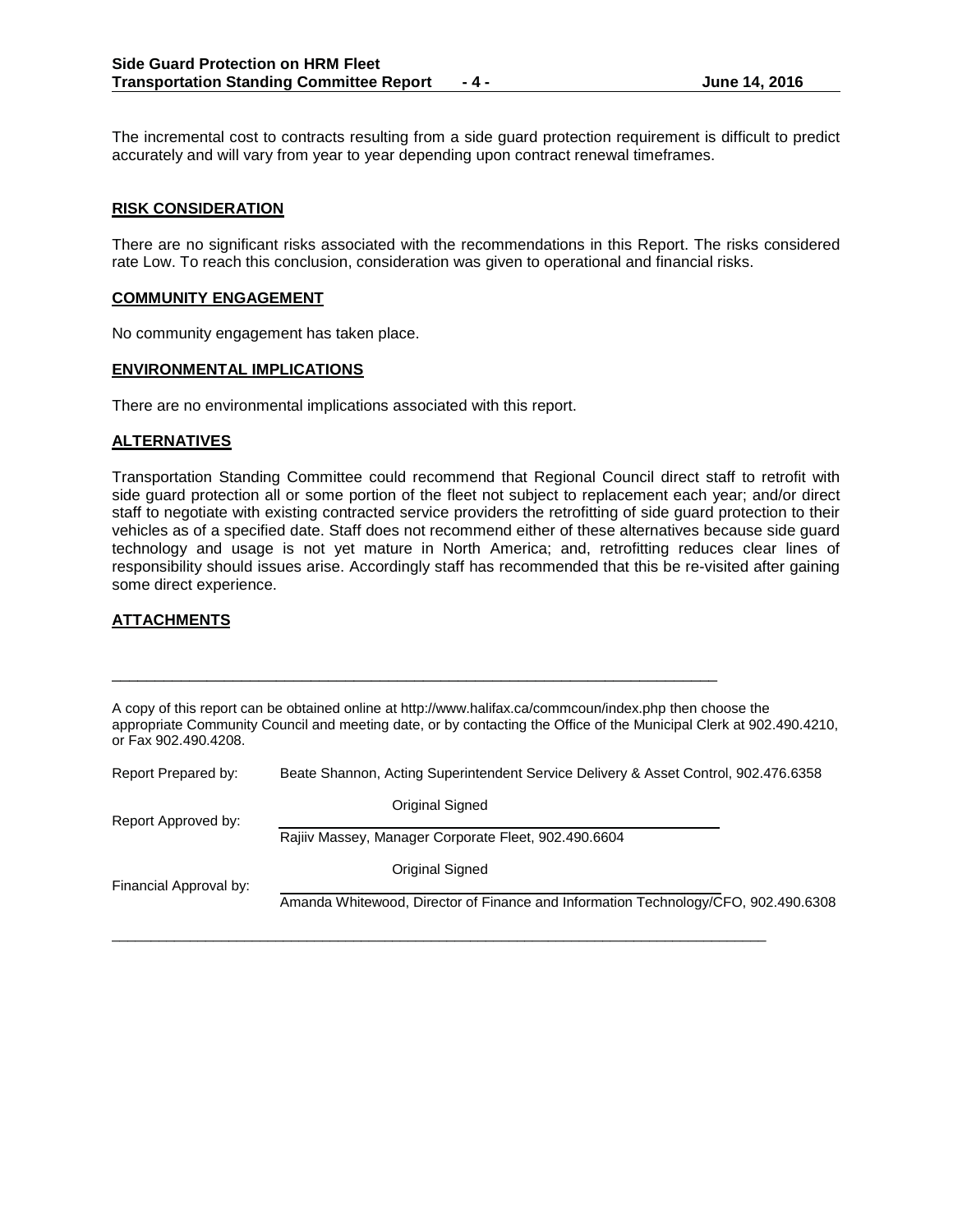The incremental cost to contracts resulting from a side guard protection requirement is difficult to predict accurately and will vary from year to year depending upon contract renewal timeframes.

## RISK CONSIDERATION

There are no significant risks associated with the recommendations in this Report. The risks considered rate Low. To reach this conclusion, consideration was given to operational and financial risks.

## COMMUNITY ENGAGEMENT

No community engagement has taken place.

## ENVIRONMENTAL IMPLICATIONS

There are no environmental implications associated with this report.

## ALTERNATIVES

Transportation Standing Committee could recommend that Regional Council direct staff to retrofit with side guard protection all or some portion of the fleet not subject to replacement each year; and/or direct staff to negotiate with existing contracted service providers the retrofitting of side guard protection to their vehicles as of a specified date. Staff does not recommend either of these alternatives because side guard technology and usage is not yet mature in North America; and, retrofitting reduces clear lines of responsibility should issues arise. Accordingly staff has recommended that this be re-visited after gaining some direct experience.

## ATTACHMENTS

---

A copy of this report can be obtained online at http://www.halifax.ca/commcoun/index.php then choose the appropriate Community Council and meeting date, or by contacting the Office of the Municipal Clerk at 902.490.4210, or Fax 902.490.4208.

Report Prepared by: Beate Shannon, Acting Superintendent Service Delivery & Asset Control, 902.476.6358

Report Approved by: Original Signed
Rajiiv Massey, Manager Corporate Fleet, 902.490.6604

Financial Approval by: Original Signed
Amanda Whitewood, Director of Finance and Information Technology/CFO, 902.490.6308

---